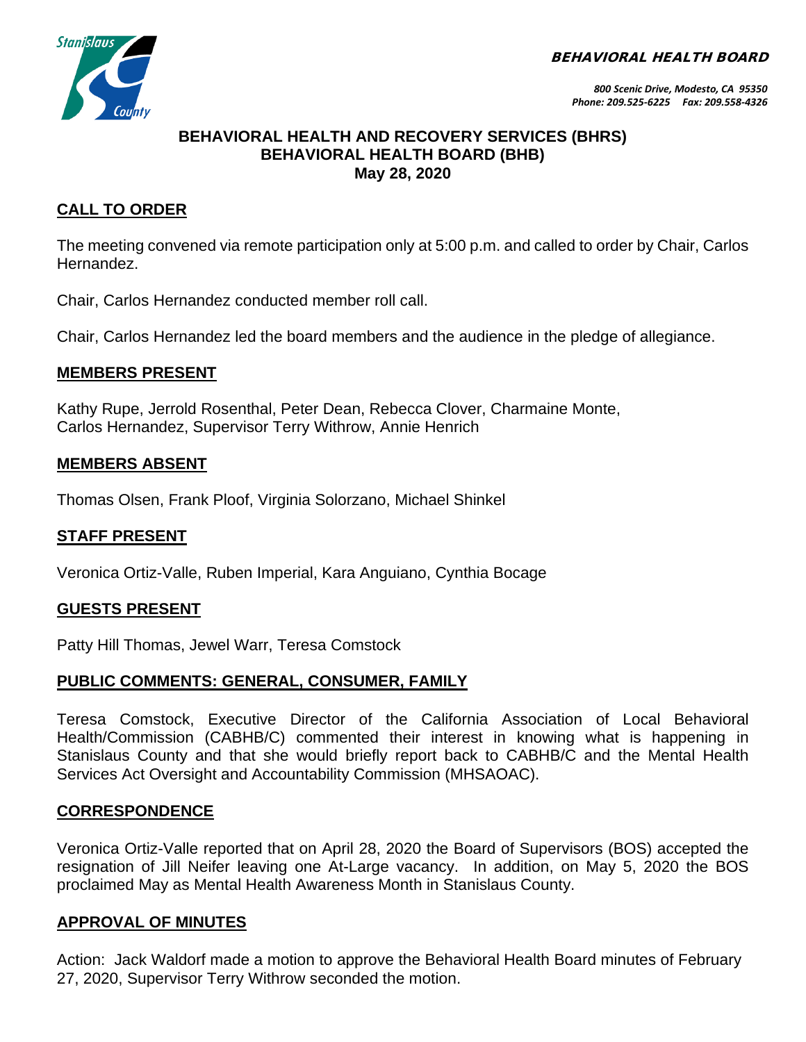**BEHAVIORAL HEALTH BOARD**

*800 Scenic Drive, Modesto, CA 95350*
*Phone: 209.525-6225 Fax: 209.558-4326*

# BEHAVIORAL HEALTH AND RECOVERY SERVICES (BHRS)
# BEHAVIORAL HEALTH BOARD (BHB)
# May 28, 2020

## CALL TO ORDER

The meeting convened via remote participation only at 5:00 p.m. and called to order by Chair, Carlos Hernandez.

Chair, Carlos Hernandez conducted member roll call.

Chair, Carlos Hernandez led the board members and the audience in the pledge of allegiance.

## MEMBERS PRESENT

Kathy Rupe, Jerrold Rosenthal, Peter Dean, Rebecca Clover, Charmaine Monte, Carlos Hernandez, Supervisor Terry Withrow, Annie Henrich

## MEMBERS ABSENT

Thomas Olsen, Frank Ploof, Virginia Solorzano, Michael Shinkel

## STAFF PRESENT

Veronica Ortiz-Valle, Ruben Imperial, Kara Anguiano, Cynthia Bocage

## GUESTS PRESENT

Patty Hill Thomas, Jewel Warr, Teresa Comstock

## PUBLIC COMMENTS: GENERAL, CONSUMER, FAMILY

Teresa Comstock, Executive Director of the California Association of Local Behavioral Health/Commission (CABHB/C) commented their interest in knowing what is happening in Stanislaus County and that she would briefly report back to CABHB/C and the Mental Health Services Act Oversight and Accountability Commission (MHSAOAC).

## CORRESPONDENCE

Veronica Ortiz-Valle reported that on April 28, 2020 the Board of Supervisors (BOS) accepted the resignation of Jill Neifer leaving one At-Large vacancy. In addition, on May 5, 2020 the BOS proclaimed May as Mental Health Awareness Month in Stanislaus County.

## APPROVAL OF MINUTES

Action: Jack Waldorf made a motion to approve the Behavioral Health Board minutes of February 27, 2020, Supervisor Terry Withrow seconded the motion.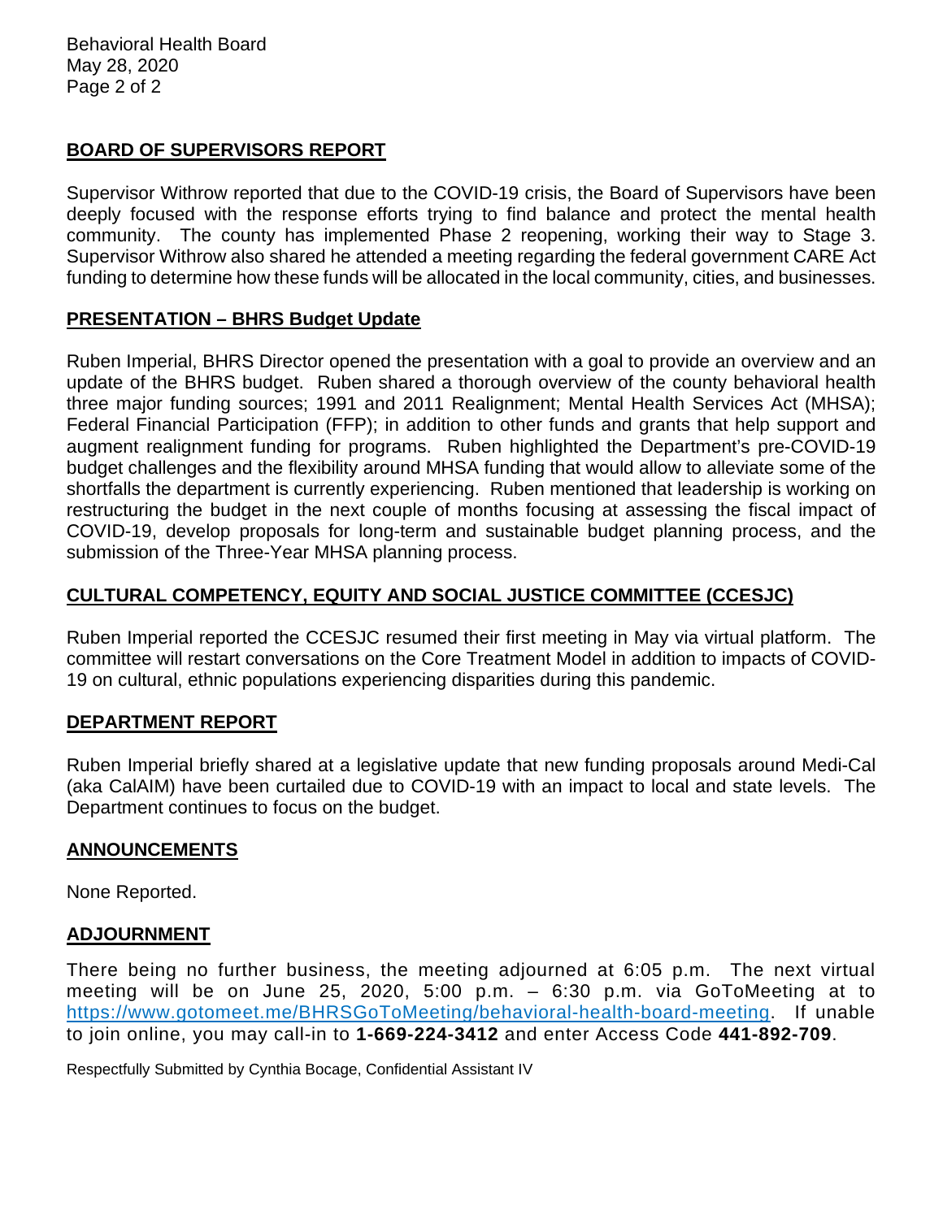## BOARD OF SUPERVISORS REPORT

Supervisor Withrow reported that due to the COVID-19 crisis, the Board of Supervisors have been deeply focused with the response efforts trying to find balance and protect the mental health community. The county has implemented Phase 2 reopening, working their way to Stage 3. Supervisor Withrow also shared he attended a meeting regarding the federal government CARE Act funding to determine how these funds will be allocated in the local community, cities, and businesses.

## PRESENTATION – BHRS Budget Update

Ruben Imperial, BHRS Director opened the presentation with a goal to provide an overview and an update of the BHRS budget. Ruben shared a thorough overview of the county behavioral health three major funding sources; 1991 and 2011 Realignment; Mental Health Services Act (MHSA); Federal Financial Participation (FFP); in addition to other funds and grants that help support and augment realignment funding for programs. Ruben highlighted the Department's pre-COVID-19 budget challenges and the flexibility around MHSA funding that would allow to alleviate some of the shortfalls the department is currently experiencing. Ruben mentioned that leadership is working on restructuring the budget in the next couple of months focusing at assessing the fiscal impact of COVID-19, develop proposals for long-term and sustainable budget planning process, and the submission of the Three-Year MHSA planning process.

## CULTURAL COMPETENCY, EQUITY AND SOCIAL JUSTICE COMMITTEE (CCESJC)

Ruben Imperial reported the CCESJC resumed their first meeting in May via virtual platform. The committee will restart conversations on the Core Treatment Model in addition to impacts of COVID-19 on cultural, ethnic populations experiencing disparities during this pandemic.

## DEPARTMENT REPORT

Ruben Imperial briefly shared at a legislative update that new funding proposals around Medi-Cal (aka CalAIM) have been curtailed due to COVID-19 with an impact to local and state levels. The Department continues to focus on the budget.

## ANNOUNCEMENTS

None Reported.

## ADJOURNMENT

There being no further business, the meeting adjourned at 6:05 p.m. The next virtual meeting will be on June 25, 2020, 5:00 p.m. – 6:30 p.m. via GoToMeeting at to https://www.gotomeet.me/BHRSGoToMeeting/behavioral-health-board-meeting. If unable to join online, you may call-in to **1-669-224-3412** and enter Access Code **441-892-709**.

Respectfully Submitted by Cynthia Bocage, Confidential Assistant IV